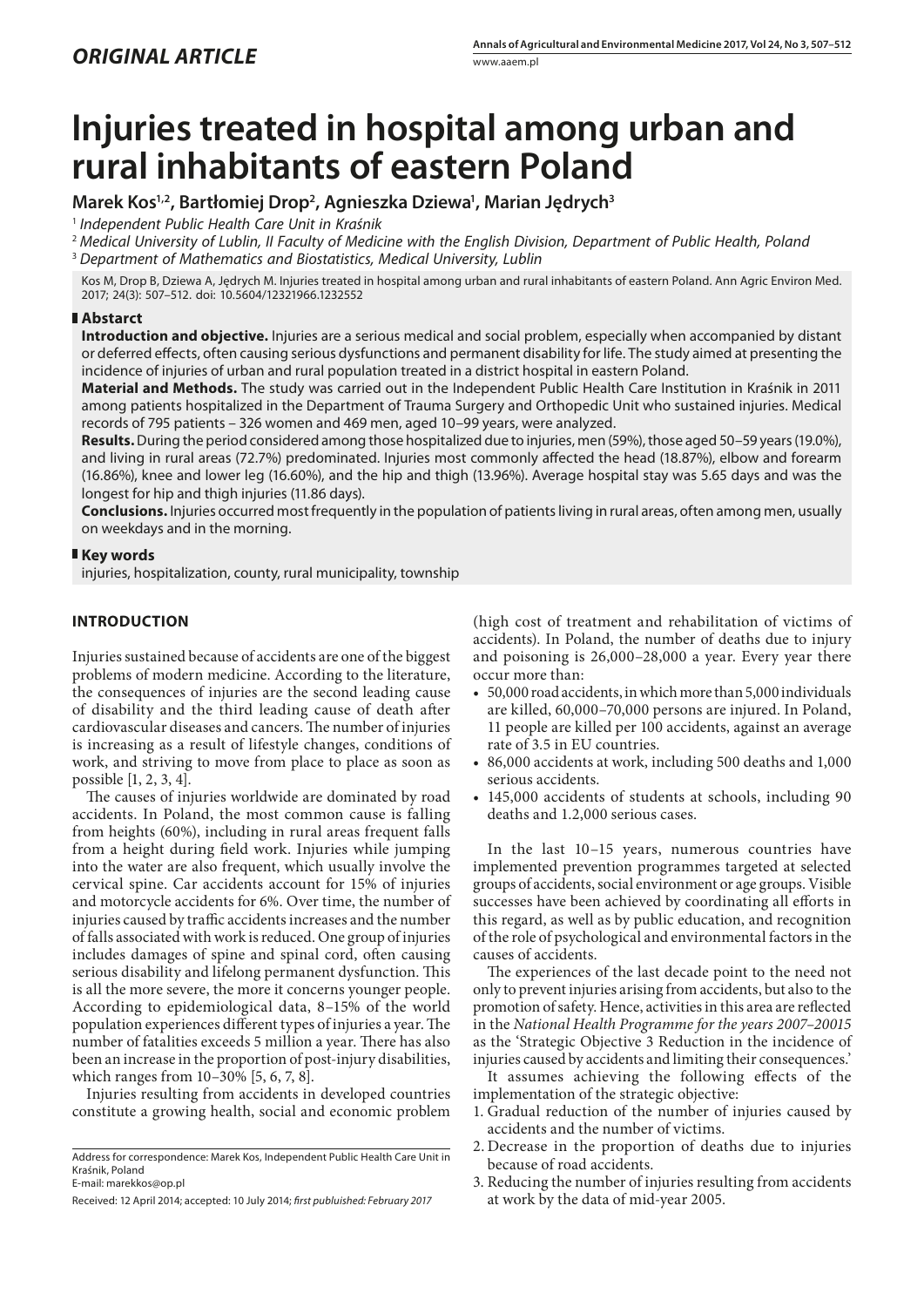*ORIGINAL ARTICLE*

# Injuries treated in hospital among urban and rural inhabitants of eastern Poland

**Marek Kos[1,2], Bartłomiej Drop[2], Agnieszka Dziewa[1], Marian Jędrych[3]**

[1] *Independent Public Health Care Unit in Kraśnik*

[2] *Medical University of Lublin, II Faculty of Medicine with the English Division, Department of Public Health, Poland*

[3] *Department of Mathematics and Biostatistics, Medical University, Lublin*

Kos M, Drop B, Dziewa A, Jędrych M. Injuries treated in hospital among urban and rural inhabitants of eastern Poland. Ann Agric Environ Med. 2017; 24(3): 507–512. doi: 10.5604/12321966.1232552

## Abstarct

**Introduction and objective.** Injuries are a serious medical and social problem, especially when accompanied by distant or deferred effects, often causing serious dysfunctions and permanent disability for life. The study aimed at presenting the incidence of injuries of urban and rural population treated in a district hospital in eastern Poland.

**Material and Methods.** The study was carried out in the Independent Public Health Care Institution in Kraśnik in 2011 among patients hospitalized in the Department of Trauma Surgery and Orthopedic Unit who sustained injuries. Medical records of 795 patients – 326 women and 469 men, aged 10–99 years, were analyzed.

**Results.** During the period considered among those hospitalized due to injuries, men (59%), those aged 50–59 years (19.0%), and living in rural areas (72.7%) predominated. Injuries most commonly affected the head (18.87%), elbow and forearm (16.86%), knee and lower leg (16.60%), and the hip and thigh (13.96%). Average hospital stay was 5.65 days and was the longest for hip and thigh injuries (11.86 days).

**Conclusions.** Injuries occurred most frequently in the population of patients living in rural areas, often among men, usually on weekdays and in the morning.

## Key words

injuries, hospitalization, county, rural municipality, township

## INTRODUCTION

Injuries sustained because of accidents are one of the biggest problems of modern medicine. According to the literature, the consequences of injuries are the second leading cause of disability and the third leading cause of death after cardiovascular diseases and cancers. The number of injuries is increasing as a result of lifestyle changes, conditions of work, and striving to move from place to place as soon as possible [1, 2, 3, 4].

The causes of injuries worldwide are dominated by road accidents. In Poland, the most common cause is falling from heights (60%), including in rural areas frequent falls from a height during field work. Injuries while jumping into the water are also frequent, which usually involve the cervical spine. Car accidents account for 15% of injuries and motorcycle accidents for 6%. Over time, the number of injuries caused by traffic accidents increases and the number of falls associated with work is reduced. One group of injuries includes damages of spine and spinal cord, often causing serious disability and lifelong permanent dysfunction. This is all the more severe, the more it concerns younger people. According to epidemiological data, 8–15% of the world population experiences different types of injuries a year. The number of fatalities exceeds 5 million a year. There has also been an increase in the proportion of post-injury disabilities, which ranges from 10–30% [5, 6, 7, 8].

Injuries resulting from accidents in developed countries constitute a growing health, social and economic problem (high cost of treatment and rehabilitation of victims of accidents). In Poland, the number of deaths due to injury and poisoning is 26,000–28,000 a year. Every year there occur more than:

- 50,000 road accidents, in which more than 5,000 individuals are killed, 60,000–70,000 persons are injured. In Poland, 11 people are killed per 100 accidents, against an average rate of 3.5 in EU countries.
- 86,000 accidents at work, including 500 deaths and 1,000 serious accidents.
- 145,000 accidents of students at schools, including 90 deaths and 1.2,000 serious cases.

In the last 10–15 years, numerous countries have implemented prevention programmes targeted at selected groups of accidents, social environment or age groups. Visible successes have been achieved by coordinating all efforts in this regard, as well as by public education, and recognition of the role of psychological and environmental factors in the causes of accidents.

The experiences of the last decade point to the need not only to prevent injuries arising from accidents, but also to the promotion of safety. Hence, activities in this area are reflected in the *National Health Programme for the years 2007–20015* as the 'Strategic Objective 3 Reduction in the incidence of injuries caused by accidents and limiting their consequences.'

It assumes achieving the following effects of the implementation of the strategic objective:

1. Gradual reduction of the number of injuries caused by accidents and the number of victims.
2. Decrease in the proportion of deaths due to injuries because of road accidents.
3. Reducing the number of injuries resulting from accidents at work by the data of mid-year 2005.

Address for correspondence: Marek Kos, Independent Public Health Care Unit in Kraśnik, Poland
E-mail: marekkos@op.pl

Received: 12 April 2014; accepted: 10 July 2014; *first publuished: February 2017*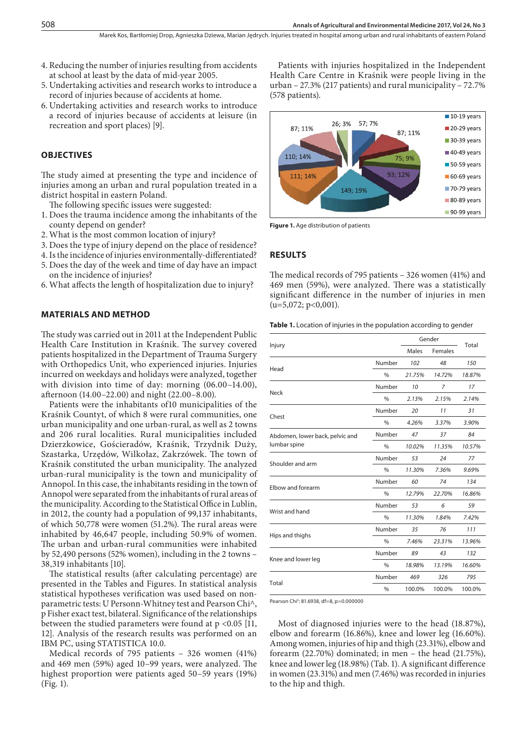4. Reducing the number of injuries resulting from accidents at school at least by the data of mid-year 2005.
5. Undertaking activities and research works to introduce a record of injuries because of accidents at home.
6. Undertaking activities and research works to introduce a record of injuries because of accidents at leisure (in recreation and sport places) [9].

## OBJECTIVES

The study aimed at presenting the type and incidence of injuries among an urban and rural population treated in a district hospital in eastern Poland.

The following specific issues were suggested:

1. Does the trauma incidence among the inhabitants of the county depend on gender?
2. What is the most common location of injury?
3. Does the type of injury depend on the place of residence?
4. Is the incidence of injuries environmentally-differentiated?
5. Does the day of the week and time of day have an impact on the incidence of injuries?
6. What affects the length of hospitalization due to injury?

## MATERIALS AND METHOD

The study was carried out in 2011 at the Independent Public Health Care Institution in Kraśnik. The survey covered patients hospitalized in the Department of Trauma Surgery with Orthopedics Unit, who experienced injuries. Injuries incurred on weekdays and holidays were analyzed, together with division into time of day: morning (06.00–14.00), afternoon (14.00–22.00) and night (22.00–8.00).

Patients were the inhabitants of10 municipalities of the Kraśnik Countyt, of which 8 were rural communities, one urban municipality and one urban-rural, as well as 2 towns and 206 rural localities. Rural municipalities included Dzierzkowice, Gościeradów, Kraśnik, Trzydnik Duży, Szastarka, Urzędów, Wilkołaz, Zakrzówek. The town of Kraśnik constituted the urban municipality. The analyzed urban-rural municipality is the town and municipality of Annopol. In this case, the inhabitants residing in the town of Annopol were separated from the inhabitants of rural areas of the municipality. According to the Statistical Office in Lublin, in 2012, the county had a population of 99,137 inhabitants, of which 50,778 were women (51.2%). The rural areas were inhabited by 46,647 people, including 50.9% of women. The urban and urban-rural communities were inhabited by 52,490 persons (52% women), including in the 2 towns – 38,319 inhabitants [10].

The statistical results (after calculating percentage) are presented in the Tables and Figures. In statistical analysis statistical hypotheses verification was used based on non-parametric tests: U Personn-Whitney test and Pearson Chi^, p Fisher exact test, bilateral. Significance of the relationships between the studied parameters were found at p <0.05 [11, 12]. Analysis of the research results was performed on an IBM PC, using STATISTICA 10.0.

Medical records of 795 patients – 326 women (41%) and 469 men (59%) aged 10–99 years, were analyzed. The highest proportion were patients aged 50–59 years (19%) (Fig. 1).

Patients with injuries hospitalized in the Independent Health Care Centre in Kraśnik were people living in the urban – 27.3% (217 patients) and rural municipality – 72.7% (578 patients).

| Age group | Number; % |
|---|---|
| 10-19 years | 57; 7% |
| 20-29 years | 87; 11% |
| 30-39 years | 75; 9% |
| 40-49 years | 93; 12% |
| 50-59 years | 149; 19% |
| 60-69 years | 111; 14% |
| 70-79 years | 110; 14% |
| 80-89 years | 87; 11% |
| 90-99 years | 26; 3% |

**Figure 1.** Age distribution of patients

## RESULTS

The medical records of 795 patients – 326 women (41%) and 469 men (59%), were analyzed. There was a statistically significant difference in the number of injuries in men (u=5,072; p<0,001).

**Table 1.** Location of injuries in the population according to gender

| Injury | | Gender | | Total |
|---|---|---|---|---|
| | | Males | Females | |
| Head | Number | 102 | 48 | 150 |
| | % | 21.75% | 14.72% | 18.87% |
| Neck | Number | 10 | 7 | 17 |
| | % | 2.13% | 2.15% | 2.14% |
| Chest | Number | 20 | 11 | 31 |
| | % | 4.26% | 3.37% | 3.90% |
| Abdomen, lower back, pelvic and lumbar spine | Number | 47 | 37 | 84 |
| | % | 10.02% | 11.35% | 10.57% |
| Shoulder and arm | Number | 53 | 24 | 77 |
| | % | 11.30% | 7.36% | 9.69% |
| Elbow and forearm | Number | 60 | 74 | 134 |
| | % | 12.79% | 22.70% | 16.86% |
| Wrist and hand | Number | 53 | 6 | 59 |
| | % | 11.30% | 1.84% | 7.42% |
| Hips and thighs | Number | 35 | 76 | 111 |
| | % | 7.46% | 23.31% | 13.96% |
| Knee and lower leg | Number | 89 | 43 | 132 |
| | % | 18.98% | 13.19% | 16.60% |
| Total | Number | 469 | 326 | 795 |
| | % | 100.0% | 100.0% | 100.0% |

Pearson Chi²: 81.6938, df=8, p=0.000000

Most of diagnosed injuries were to the head (18.87%), elbow and forearm (16.86%), knee and lower leg (16.60%). Among women, injuries of hip and thigh (23.31%), elbow and forearm (22.70%) dominated; in men – the head (21.75%), knee and lower leg (18.98%) (Tab. 1). A significant difference in women (23.31%) and men (7.46%) was recorded in injuries to the hip and thigh.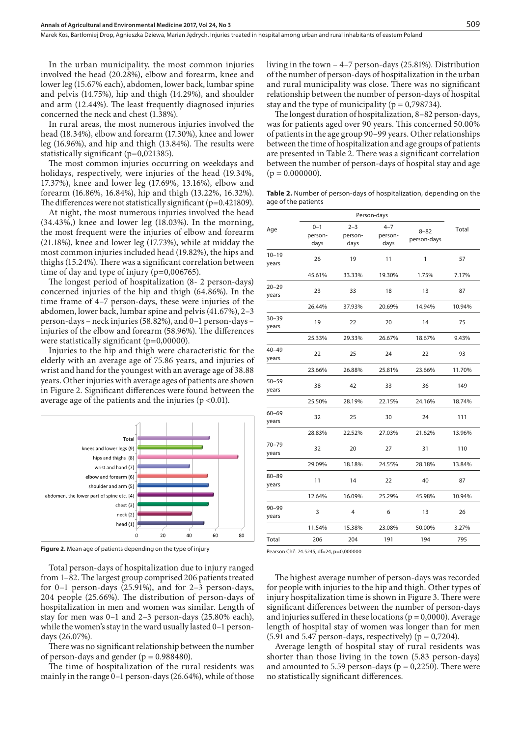In the urban municipality, the most common injuries involved the head (20.28%), elbow and forearm, knee and lower leg (15.67% each), abdomen, lower back, lumbar spine and pelvis (14.75%), hip and thigh (14.29%), and shoulder and arm (12.44%). The least frequently diagnosed injuries concerned the neck and chest (1.38%).

In rural areas, the most numerous injuries involved the head (18.34%), elbow and forearm (17.30%), knee and lower leg (16.96%), and hip and thigh (13.84%). The results were statistically significant (p=0,021385).

The most common injuries occurring on weekdays and holidays, respectively, were injuries of the head (19.34%, 17.37%), knee and lower leg (17.69%, 13.16%), elbow and forearm (16.86%, 16.84%), hip and thigh (13.22%, 16.32%). The differences were not statistically significant (p=0.421809).

At night, the most numerous injuries involved the head (34.43%,) knee and lower leg (18.03%). In the morning, the most frequent were the injuries of elbow and forearm (21.18%), knee and lower leg (17.73%), while at midday the most common injuries included head (19.82%), the hips and thighs (15.24%). There was a significant correlation between time of day and type of injury (p=0,006765).

The longest period of hospitalization (8- 2 person-days) concerned injuries of the hip and thigh (64.86%). In the time frame of 4–7 person-days, these were injuries of the abdomen, lower back, lumbar spine and pelvis (41.67%), 2–3 person-days – neck injuries (58.82%), and 0–1 person-days – injuries of the elbow and forearm (58.96%). The differences were statistically significant (p=0,00000).

Injuries to the hip and thigh were characteristic for the elderly with an average age of 75.86 years, and injuries of wrist and hand for the youngest with an average age of 38.88 years. Other injuries with average ages of patients are shown in Figure 2. Significant differences were found between the average age of the patients and the injuries (p <0.01).

**Figure 2.** Mean age of patients depending on the type of injury

Total person-days of hospitalization due to injury ranged from 1–82. The largest group comprised 206 patients treated for 0–1 person-days (25.91%), and for 2–3 person-days, 204 people (25.66%). The distribution of person-days of hospitalization in men and women was similar. Length of stay for men was 0–1 and 2–3 person-days (25.80% each), while the women's stay in the ward usually lasted 0–1 person-days (26.07%).

There was no significant relationship between the number of person-days and gender (p = 0.988480).

The time of hospitalization of the rural residents was mainly in the range 0–1 person-days (26.64%), while of those living in the town – 4–7 person-days (25.81%). Distribution of the number of person-days of hospitalization in the urban and rural municipality was close. There was no significant relationship between the number of person-days of hospital stay and the type of municipality (p = 0,798734).

The longest duration of hospitalization, 8–82 person-days, was for patients aged over 90 years. This concerned 50.00% of patients in the age group 90–99 years. Other relationships between the time of hospitalization and age groups of patients are presented in Table 2. There was a significant correlation between the number of person-days of hospital stay and age (p = 0.000000).

**Table 2.** Number of person-days of hospitalization, depending on the age of the patients

| Age | Person-days | | | | Total |
|---|---|---|---|---|---|
| | 0–1 person-days | 2–3 person-days | 4–7 person-days | 8–82 person-days | |
| 10–19 years | 26 | 19 | 11 | 1 | 57 |
| | 45.61% | 33.33% | 19.30% | 1.75% | 7.17% |
| 20–29 years | 23 | 33 | 18 | 13 | 87 |
| | 26.44% | 37.93% | 20.69% | 14.94% | 10.94% |
| 30–39 years | 19 | 22 | 20 | 14 | 75 |
| | 25.33% | 29.33% | 26.67% | 18.67% | 9.43% |
| 40–49 years | 22 | 25 | 24 | 22 | 93 |
| | 23.66% | 26.88% | 25.81% | 23.66% | 11.70% |
| 50–59 years | 38 | 42 | 33 | 36 | 149 |
| | 25.50% | 28.19% | 22.15% | 24.16% | 18.74% |
| 60–69 years | 32 | 25 | 30 | 24 | 111 |
| | 28.83% | 22.52% | 27.03% | 21.62% | 13.96% |
| 70–79 years | 32 | 20 | 27 | 31 | 110 |
| | 29.09% | 18.18% | 24.55% | 28.18% | 13.84% |
| 80–89 years | 11 | 14 | 22 | 40 | 87 |
| | 12.64% | 16.09% | 25.29% | 45.98% | 10.94% |
| 90–99 years | 3 | 4 | 6 | 13 | 26 |
| | 11.54% | 15.38% | 23.08% | 50.00% | 3.27% |
| Total | 206 | 204 | 191 | 194 | 795 |

Pearson Chi²: 74.5245, df=24, p=0,000000

The highest average number of person-days was recorded for people with injuries to the hip and thigh. Other types of injury hospitalization time is shown in Figure 3. There were significant differences between the number of person-days and injuries suffered in these locations (p = 0,0000). Average length of hospital stay of women was longer than for men (5.91 and 5.47 person-days, respectively) (p = 0,7204).

Average length of hospital stay of rural residents was shorter than those living in the town (5.83 person-days) and amounted to 5.59 person-days (p = 0,2250). There were no statistically significant differences.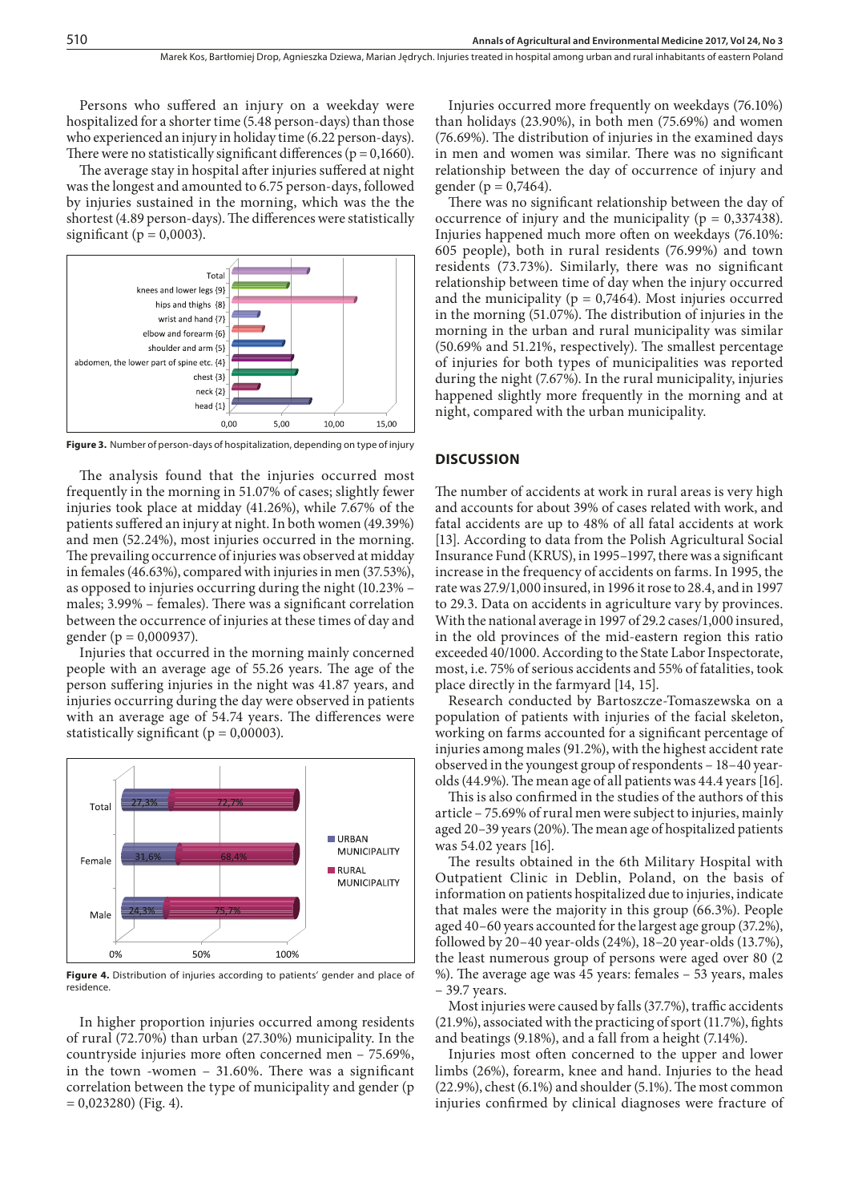Persons who suffered an injury on a weekday were hospitalized for a shorter time (5.48 person-days) than those who experienced an injury in holiday time (6.22 person-days). There were no statistically significant differences (p = 0,1660).

The average stay in hospital after injuries suffered at night was the longest and amounted to 6.75 person-days, followed by injuries sustained in the morning, which was the the shortest (4.89 person-days). The differences were statistically significant (p = 0,0003).

**Figure 3.** Number of person-days of hospitalization, depending on type of injury

The analysis found that the injuries occurred most frequently in the morning in 51.07% of cases; slightly fewer injuries took place at midday (41.26%), while 7.67% of the patients suffered an injury at night. In both women (49.39%) and men (52.24%), most injuries occurred in the morning. The prevailing occurrence of injuries was observed at midday in females (46.63%), compared with injuries in men (37.53%), as opposed to injuries occurring during the night (10.23% – males; 3.99% – females). There was a significant correlation between the occurrence of injuries at these times of day and gender (p = 0,000937).

Injuries that occurred in the morning mainly concerned people with an average age of 55.26 years. The age of the person suffering injuries in the night was 41.87 years, and injuries occurring during the day were observed in patients with an average age of 54.74 years. The differences were statistically significant (p = 0,00003).

**Figure 4.** Distribution of injuries according to patients' gender and place of residence.

In higher proportion injuries occurred among residents of rural (72.70%) than urban (27.30%) municipality. In the countryside injuries more often concerned men – 75.69%, in the town -women – 31.60%. There was a significant correlation between the type of municipality and gender (p = 0,023280) (Fig. 4).

Injuries occurred more frequently on weekdays (76.10%) than holidays (23.90%), in both men (75.69%) and women (76.69%). The distribution of injuries in the examined days in men and women was similar. There was no significant relationship between the day of occurrence of injury and gender (p = 0,7464).

There was no significant relationship between the day of occurrence of injury and the municipality (p = 0,337438). Injuries happened much more often on weekdays (76.10%: 605 people), both in rural residents (76.99%) and town residents (73.73%). Similarly, there was no significant relationship between time of day when the injury occurred and the municipality (p = 0,7464). Most injuries occurred in the morning (51.07%). The distribution of injuries in the morning in the urban and rural municipality was similar (50.69% and 51.21%, respectively). The smallest percentage of injuries for both types of municipalities was reported during the night (7.67%). In the rural municipality, injuries happened slightly more frequently in the morning and at night, compared with the urban municipality.

## DISCUSSION

The number of accidents at work in rural areas is very high and accounts for about 39% of cases related with work, and fatal accidents are up to 48% of all fatal accidents at work [13]. According to data from the Polish Agricultural Social Insurance Fund (KRUS), in 1995–1997, there was a significant increase in the frequency of accidents on farms. In 1995, the rate was 27.9/1,000 insured, in 1996 it rose to 28.4, and in 1997 to 29.3. Data on accidents in agriculture vary by provinces. With the national average in 1997 of 29.2 cases/1,000 insured, in the old provinces of the mid-eastern region this ratio exceeded 40/1000. According to the State Labor Inspectorate, most, i.e. 75% of serious accidents and 55% of fatalities, took place directly in the farmyard [14, 15].

Research conducted by Bartoszcze-Tomaszewska on a population of patients with injuries of the facial skeleton, working on farms accounted for a significant percentage of injuries among males (91.2%), with the highest accident rate observed in the youngest group of respondents – 18–40 year-olds (44.9%). The mean age of all patients was 44.4 years [16].

This is also confirmed in the studies of the authors of this article – 75.69% of rural men were subject to injuries, mainly aged 20–39 years (20%). The mean age of hospitalized patients was 54.02 years [16].

The results obtained in the 6th Military Hospital with Outpatient Clinic in Deblin, Poland, on the basis of information on patients hospitalized due to injuries, indicate that males were the majority in this group (66.3%). People aged 40–60 years accounted for the largest age group (37.2%), followed by 20–40 year-olds (24%), 18–20 year-olds (13.7%), the least numerous group of persons were aged over 80 (2 %). The average age was 45 years: females – 53 years, males – 39.7 years.

Most injuries were caused by falls (37.7%), traffic accidents (21.9%), associated with the practicing of sport (11.7%), fights and beatings (9.18%), and a fall from a height (7.14%).

Injuries most often concerned to the upper and lower limbs (26%), forearm, knee and hand. Injuries to the head (22.9%), chest (6.1%) and shoulder (5.1%). The most common injuries confirmed by clinical diagnoses were fracture of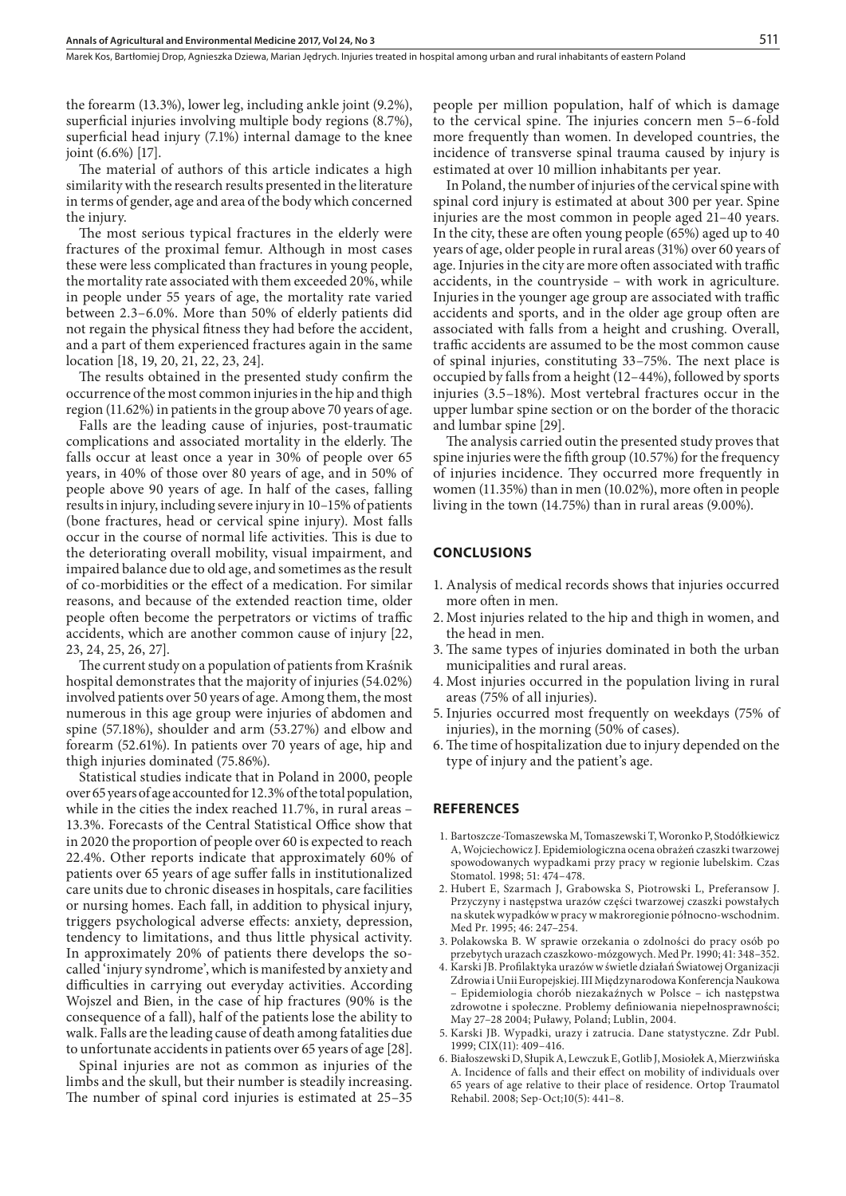the forearm (13.3%), lower leg, including ankle joint (9.2%), superficial injuries involving multiple body regions (8.7%), superficial head injury (7.1%) internal damage to the knee joint (6.6%) [17].

The material of authors of this article indicates a high similarity with the research results presented in the literature in terms of gender, age and area of the body which concerned the injury.

The most serious typical fractures in the elderly were fractures of the proximal femur. Although in most cases these were less complicated than fractures in young people, the mortality rate associated with them exceeded 20%, while in people under 55 years of age, the mortality rate varied between 2.3–6.0%. More than 50% of elderly patients did not regain the physical fitness they had before the accident, and a part of them experienced fractures again in the same location [18, 19, 20, 21, 22, 23, 24].

The results obtained in the presented study confirm the occurrence of the most common injuries in the hip and thigh region (11.62%) in patients in the group above 70 years of age.

Falls are the leading cause of injuries, post-traumatic complications and associated mortality in the elderly. The falls occur at least once a year in 30% of people over 65 years, in 40% of those over 80 years of age, and in 50% of people above 90 years of age. In half of the cases, falling results in injury, including severe injury in 10–15% of patients (bone fractures, head or cervical spine injury). Most falls occur in the course of normal life activities. This is due to the deteriorating overall mobility, visual impairment, and impaired balance due to old age, and sometimes as the result of co-morbidities or the effect of a medication. For similar reasons, and because of the extended reaction time, older people often become the perpetrators or victims of traffic accidents, which are another common cause of injury [22, 23, 24, 25, 26, 27].

The current study on a population of patients from Kraśnik hospital demonstrates that the majority of injuries (54.02%) involved patients over 50 years of age. Among them, the most numerous in this age group were injuries of abdomen and spine (57.18%), shoulder and arm (53.27%) and elbow and forearm (52.61%). In patients over 70 years of age, hip and thigh injuries dominated (75.86%).

Statistical studies indicate that in Poland in 2000, people over 65 years of age accounted for 12.3% of the total population, while in the cities the index reached 11.7%, in rural areas – 13.3%. Forecasts of the Central Statistical Office show that in 2020 the proportion of people over 60 is expected to reach 22.4%. Other reports indicate that approximately 60% of patients over 65 years of age suffer falls in institutionalized care units due to chronic diseases in hospitals, care facilities or nursing homes. Each fall, in addition to physical injury, triggers psychological adverse effects: anxiety, depression, tendency to limitations, and thus little physical activity. In approximately 20% of patients there develops the so-called 'injury syndrome', which is manifested by anxiety and difficulties in carrying out everyday activities. According Wojszel and Bien, in the case of hip fractures (90% is the consequence of a fall), half of the patients lose the ability to walk. Falls are the leading cause of death among fatalities due to unfortunate accidents in patients over 65 years of age [28].

Spinal injuries are not as common as injuries of the limbs and the skull, but their number is steadily increasing. The number of spinal cord injuries is estimated at 25–35 people per million population, half of which is damage to the cervical spine. The injuries concern men 5–6-fold more frequently than women. In developed countries, the incidence of transverse spinal trauma caused by injury is estimated at over 10 million inhabitants per year.

In Poland, the number of injuries of the cervical spine with spinal cord injury is estimated at about 300 per year. Spine injuries are the most common in people aged 21–40 years. In the city, these are often young people (65%) aged up to 40 years of age, older people in rural areas (31%) over 60 years of age. Injuries in the city are more often associated with traffic accidents, in the countryside – with work in agriculture. Injuries in the younger age group are associated with traffic accidents and sports, and in the older age group often are associated with falls from a height and crushing. Overall, traffic accidents are assumed to be the most common cause of spinal injuries, constituting 33–75%. The next place is occupied by falls from a height (12–44%), followed by sports injuries (3.5–18%). Most vertebral fractures occur in the upper lumbar spine section or on the border of the thoracic and lumbar spine [29].

The analysis carried outin the presented study proves that spine injuries were the fifth group (10.57%) for the frequency of injuries incidence. They occurred more frequently in women (11.35%) than in men (10.02%), more often in people living in the town (14.75%) than in rural areas (9.00%).

## CONCLUSIONS

1. Analysis of medical records shows that injuries occurred more often in men.
2. Most injuries related to the hip and thigh in women, and the head in men.
3. The same types of injuries dominated in both the urban municipalities and rural areas.
4. Most injuries occurred in the population living in rural areas (75% of all injuries).
5. Injuries occurred most frequently on weekdays (75% of injuries), in the morning (50% of cases).
6. The time of hospitalization due to injury depended on the type of injury and the patient's age.

## REFERENCES

1. Bartoszcze-Tomaszewska M, Tomaszewski T, Woronko P, Stodółkiewicz A, Wojciechowicz J. Epidemiologiczna ocena obrażeń czaszki twarzowej spowodowanych wypadkami przy pracy w regionie lubelskim. Czas Stomatol. 1998; 51: 474–478.
2. Hubert E, Szarmach J, Grabowska S, Piotrowski L, Preferansow J. Przyczyny i następstwa urazów części twarzowej czaszki powstałych na skutek wypadków w pracy w makroregionie północno-wschodnim. Med Pr. 1995; 46: 247–254.
3. Polakowska B. W sprawie orzekania o zdolności do pracy osób po przebytych urazach czaszkowo-mózgowych. Med Pr. 1990; 41: 348–352.
4. Karski JB. Profilaktyka urazów w świetle działań Światowej Organizacji Zdrowia i Unii Europejskiej. III Międzynarodowa Konferencja Naukowa – Epidemiologia chorób niezakaźnych w Polsce – ich następstwa zdrowotne i społeczne. Problemy definiowania niepełnosprawności; May 27–28 2004; Puławy, Poland; Lublin, 2004.
5. Karski JB. Wypadki, urazy i zatrucia. Dane statystyczne. Zdr Publ. 1999; CIX(11): 409–416.
6. Białoszewski D, Słupik A, Lewczuk E, Gotlib J, Mosiołek A, Mierzwińska A. Incidence of falls and their effect on mobility of individuals over 65 years of age relative to their place of residence. Ortop Traumatol Rehabil. 2008; Sep-Oct;10(5): 441–8.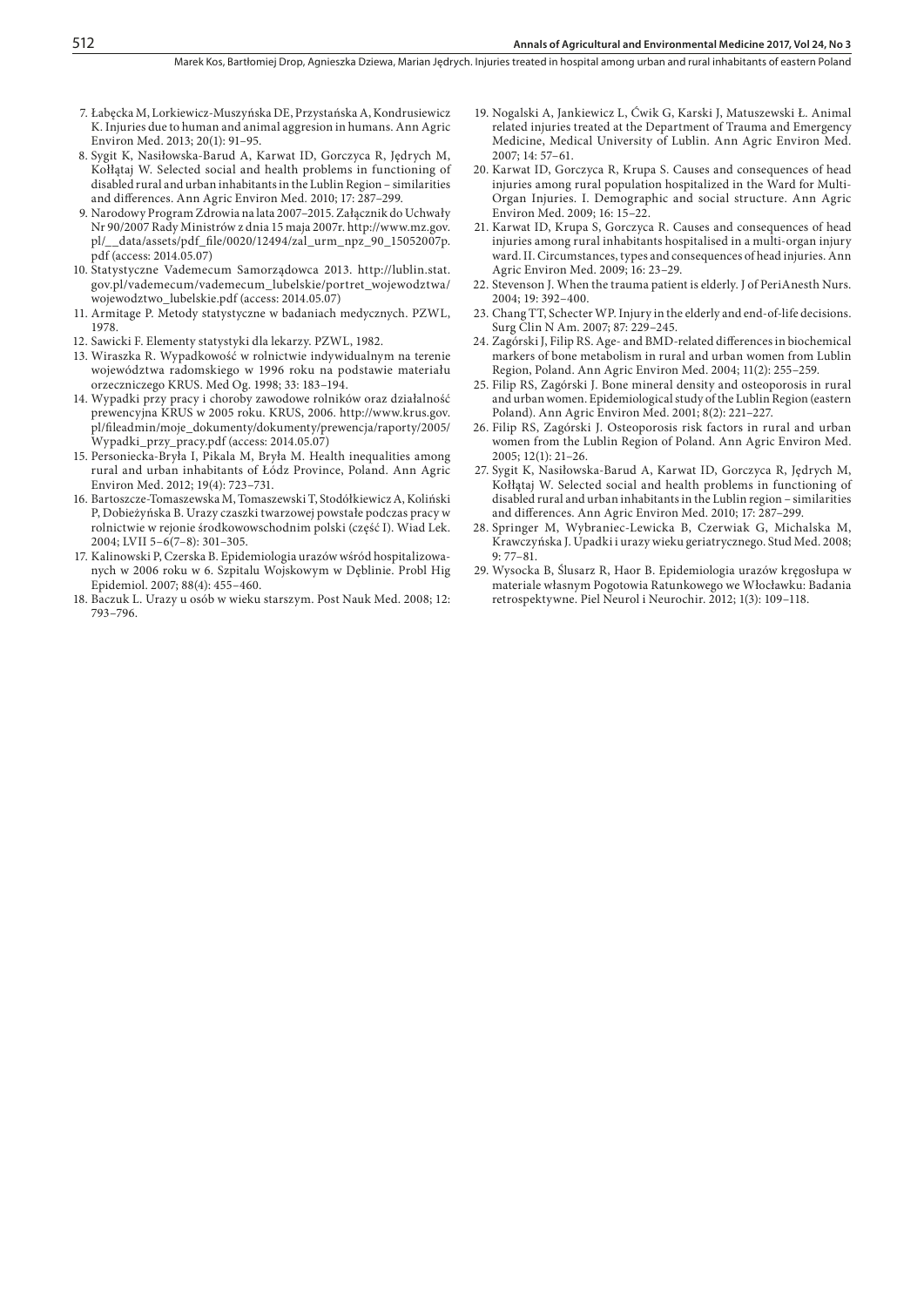7. Łabęcka M, Lorkiewicz-Muszyńska DE, Przystańska A, Kondrusiewicz K. Injuries due to human and animal aggresion in humans. Ann Agric Environ Med. 2013; 20(1): 91–95.
8. Sygit K, Nasiłowska-Barud A, Karwat ID, Gorczyca R, Jędrych M, Kołłątaj W. Selected social and health problems in functioning of disabled rural and urban inhabitants in the Lublin Region – similarities and differences. Ann Agric Environ Med. 2010; 17: 287–299.
9. Narodowy Program Zdrowia na lata 2007–2015. Załącznik do Uchwały Nr 90/2007 Rady Ministrów z dnia 15 maja 2007r. http://www.mz.gov.pl/__data/assets/pdf_file/0020/12494/zal_urm_npz_90_15052007p.pdf (access: 2014.05.07)
10. Statystyczne Vademecum Samorządowca 2013. http://lublin.stat.gov.pl/vademecum/vademecum_lubelskie/portret_wojewodztwa/wojewodztwo_lubelskie.pdf (access: 2014.05.07)
11. Armitage P. Metody statystyczne w badaniach medycznych. PZWL, 1978.
12. Sawicki F. Elementy statystyki dla lekarzy. PZWL, 1982.
13. Wiraszka R. Wypadkowość w rolnictwie indywidualnym na terenie województwa radomskiego w 1996 roku na podstawie materiału orzeczniczego KRUS. Med Og. 1998; 33: 183–194.
14. Wypadki przy pracy i choroby zawodowe rolników oraz działalność prewencyjna KRUS w 2005 roku. KRUS, 2006. http://www.krus.gov.pl/fileadmin/moje_dokumenty/dokumenty/prewencja/raporty/2005/Wypadki_przy_pracy.pdf (access: 2014.05.07)
15. Personiecka-Bryła I, Pikala M, Bryła M. Health inequalities among rural and urban inhabitants of Łódz Province, Poland. Ann Agric Environ Med. 2012; 19(4): 723–731.
16. Bartoszcze-Tomaszewska M, Tomaszewski T, Stodółkiewicz A, Koliński P, Dobieżyńska B. Urazy czaszki twarzowej powstałe podczas pracy w rolnictwie w rejonie środkowowschodnim polski (część I). Wiad Lek. 2004; LVII 5–6(7–8): 301–305.
17. Kalinowski P, Czerska B. Epidemiologia urazów wśród hospitalizowanych w 2006 roku w 6. Szpitalu Wojskowym w Dęblinie. Probl Hig Epidemiol. 2007; 88(4): 455–460.
18. Baczuk L. Urazy u osób w wieku starszym. Post Nauk Med. 2008; 12: 793–796.
19. Nogalski A, Jankiewicz L, Ćwik G, Karski J, Matuszewski Ł. Animal related injuries treated at the Department of Trauma and Emergency Medicine, Medical University of Lublin. Ann Agric Environ Med. 2007; 14: 57–61.
20. Karwat ID, Gorczyca R, Krupa S. Causes and consequences of head injuries among rural population hospitalized in the Ward for Multi-Organ Injuries. I. Demographic and social structure. Ann Agric Environ Med. 2009; 16: 15–22.
21. Karwat ID, Krupa S, Gorczyca R. Causes and consequences of head injuries among rural inhabitants hospitalised in a multi-organ injury ward. II. Circumstances, types and consequences of head injuries. Ann Agric Environ Med. 2009; 16: 23–29.
22. Stevenson J. When the trauma patient is elderly. J of PeriAnesth Nurs. 2004; 19: 392–400.
23. Chang TT, Schecter WP. Injury in the elderly and end-of-life decisions. Surg Clin N Am. 2007; 87: 229–245.
24. Zagórski J, Filip RS. Age- and BMD-related differences in biochemical markers of bone metabolism in rural and urban women from Lublin Region, Poland. Ann Agric Environ Med. 2004; 11(2): 255–259.
25. Filip RS, Zagórski J. Bone mineral density and osteoporosis in rural and urban women. Epidemiological study of the Lublin Region (eastern Poland). Ann Agric Environ Med. 2001; 8(2): 221–227.
26. Filip RS, Zagórski J. Osteoporosis risk factors in rural and urban women from the Lublin Region of Poland. Ann Agric Environ Med. 2005; 12(1): 21–26.
27. Sygit K, Nasiłowska-Barud A, Karwat ID, Gorczyca R, Jędrych M, Kołłątaj W. Selected social and health problems in functioning of disabled rural and urban inhabitants in the Lublin region – similarities and differences. Ann Agric Environ Med. 2010; 17: 287–299.
28. Springer M, Wybraniec-Lewicka B, Czerwiak G, Michalska M, Krawczyńska J. Upadki i urazy wieku geriatrycznego. Stud Med. 2008; 9: 77–81.
29. Wysocka B, Ślusarz R, Haor B. Epidemiologia urazów kręgosłupa w materiale własnym Pogotowia Ratunkowego we Włocławku: Badania retrospektywne. Piel Neurol i Neurochir. 2012; 1(3): 109–118.